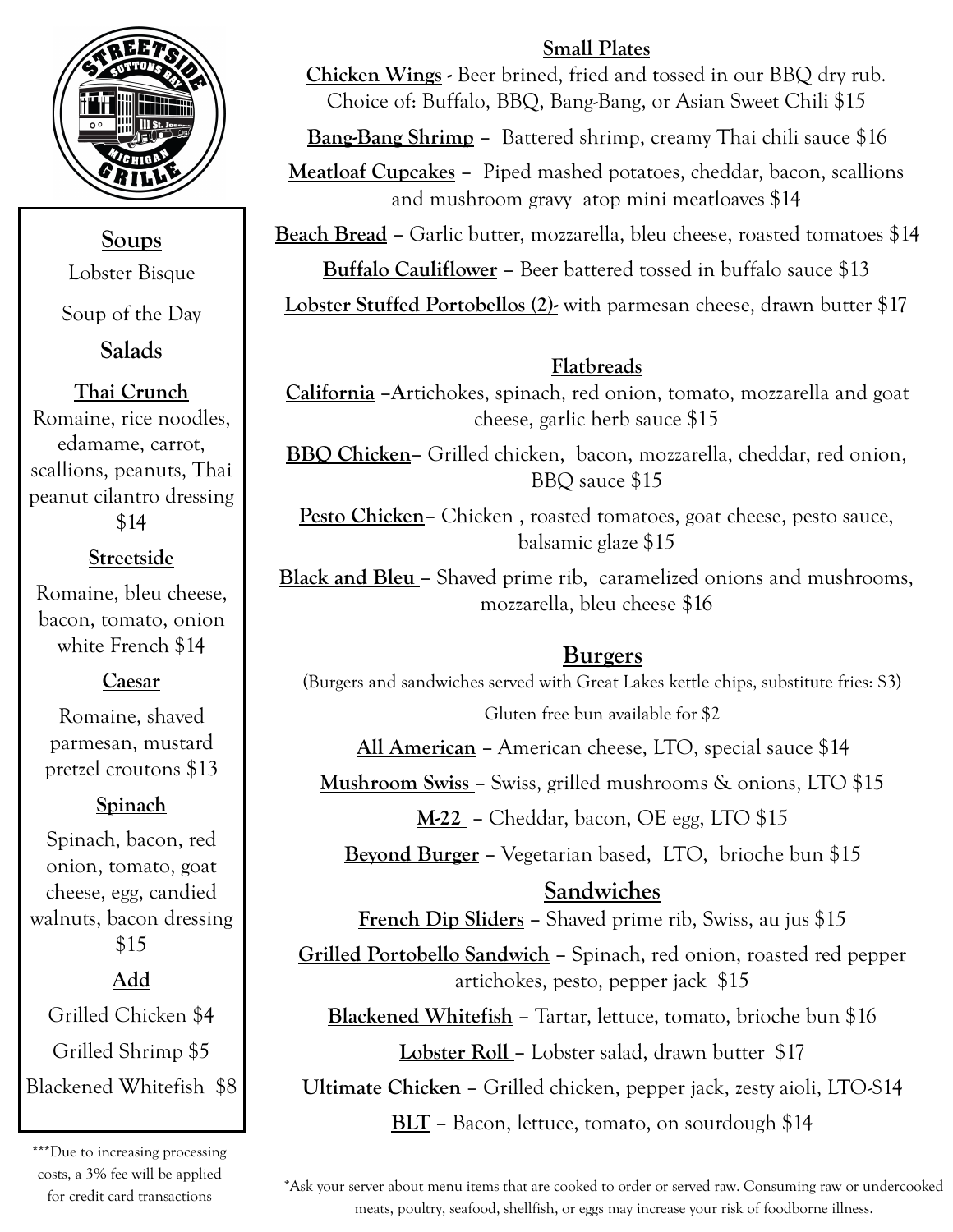STREETSIDE GRILLE
SUTTONS BAY MICHIGAN

## Soups

Lobster Bisque

Soup of the Day

## Salads

**Thai Crunch**
Romaine, rice noodles, edamame, carrot, scallions, peanuts, Thai peanut cilantro dressing $14

**Streetside**
Romaine, bleu cheese, bacon, tomato, onion white French $14

**Caesar**
Romaine, shaved parmesan, mustard pretzel croutons $13

**Spinach**
Spinach, bacon, red onion, tomato, goat cheese, egg, candied walnuts, bacon dressing $15

**Add**

Grilled Chicken $4

Grilled Shrimp $5

Blackened Whitefish $8

***Due to increasing processing costs, a 3% fee will be applied for credit card transactions

## Small Plates

**Chicken Wings** - Beer brined, fried and tossed in our BBQ dry rub. Choice of: Buffalo, BBQ, Bang-Bang, or Asian Sweet Chili $15

**Bang-Bang Shrimp** – Battered shrimp, creamy Thai chili sauce $16

**Meatloaf Cupcakes** – Piped mashed potatoes, cheddar, bacon, scallions and mushroom gravy atop mini meatloaves $14

**Beach Bread** – Garlic butter, mozzarella, bleu cheese, roasted tomatoes $14

**Buffalo Cauliflower** – Beer battered tossed in buffalo sauce $13

**Lobster Stuffed Portobellos (2)**- with parmesan cheese, drawn butter $17

## Flatbreads

**California** –Artichokes, spinach, red onion, tomato, mozzarella and goat cheese, garlic herb sauce $15

**BBQ Chicken**– Grilled chicken, bacon, mozzarella, cheddar, red onion, BBQ sauce $15

**Pesto Chicken**– Chicken , roasted tomatoes, goat cheese, pesto sauce, balsamic glaze $15

**Black and Bleu** – Shaved prime rib, caramelized onions and mushrooms, mozzarella, bleu cheese $16

## Burgers

(Burgers and sandwiches served with Great Lakes kettle chips, substitute fries: $3)

Gluten free bun available for $2

**All American** – American cheese, LTO, special sauce $14

**Mushroom Swiss** – Swiss, grilled mushrooms & onions, LTO $15

**M-22** – Cheddar, bacon, OE egg, LTO $15

**Beyond Burger** – Vegetarian based, LTO, brioche bun $15

## Sandwiches

**French Dip Sliders** – Shaved prime rib, Swiss, au jus $15

**Grilled Portobello Sandwich** – Spinach, red onion, roasted red pepper artichokes, pesto, pepper jack $15

**Blackened Whitefish** – Tartar, lettuce, tomato, brioche bun $16

**Lobster Roll** – Lobster salad, drawn butter $17

**Ultimate Chicken** – Grilled chicken, pepper jack, zesty aioli, LTO-$14

**BLT** – Bacon, lettuce, tomato, on sourdough $14

*Ask your server about menu items that are cooked to order or served raw. Consuming raw or undercooked meats, poultry, seafood, shellfish, or eggs may increase your risk of foodborne illness.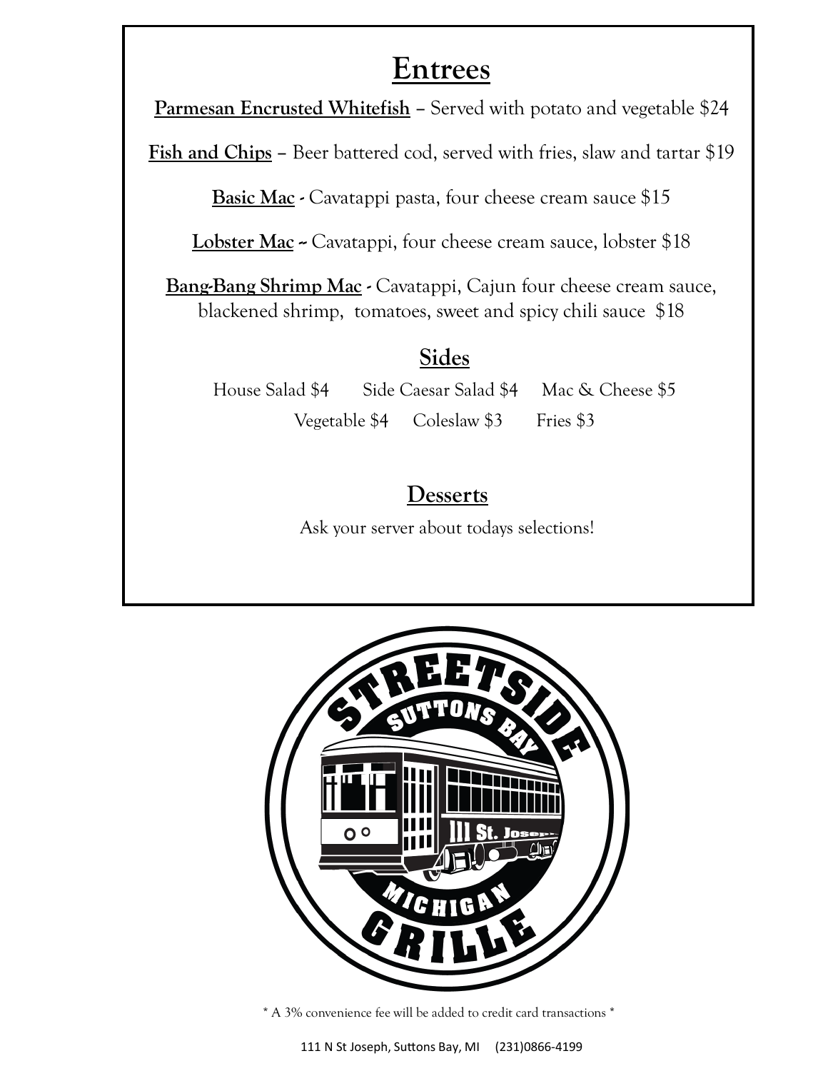## Entrees

**Parmesan Encrusted Whitefish** – Served with potato and vegetable $24

**Fish and Chips** – Beer battered cod, served with fries, slaw and tartar $19

**Basic Mac** - Cavatappi pasta, four cheese cream sauce $15

**Lobster Mac** ~ Cavatappi, four cheese cream sauce, lobster $18

**Bang-Bang Shrimp Mac** - Cavatappi, Cajun four cheese cream sauce, blackened shrimp, tomatoes, sweet and spicy chili sauce $18

## Sides

House Salad $4 Side Caesar Salad $4 Mac & Cheese $5

Vegetable $4 Coleslaw $3 Fries $3

## Desserts

Ask your server about todays selections!

STREETSIDE SUTTONS BAY MICHIGAN GRILLE

111 St. Joseph

* A 3% convenience fee will be added to credit card transactions *

111 N St Joseph, Suttons Bay, MI (231)0866-4199